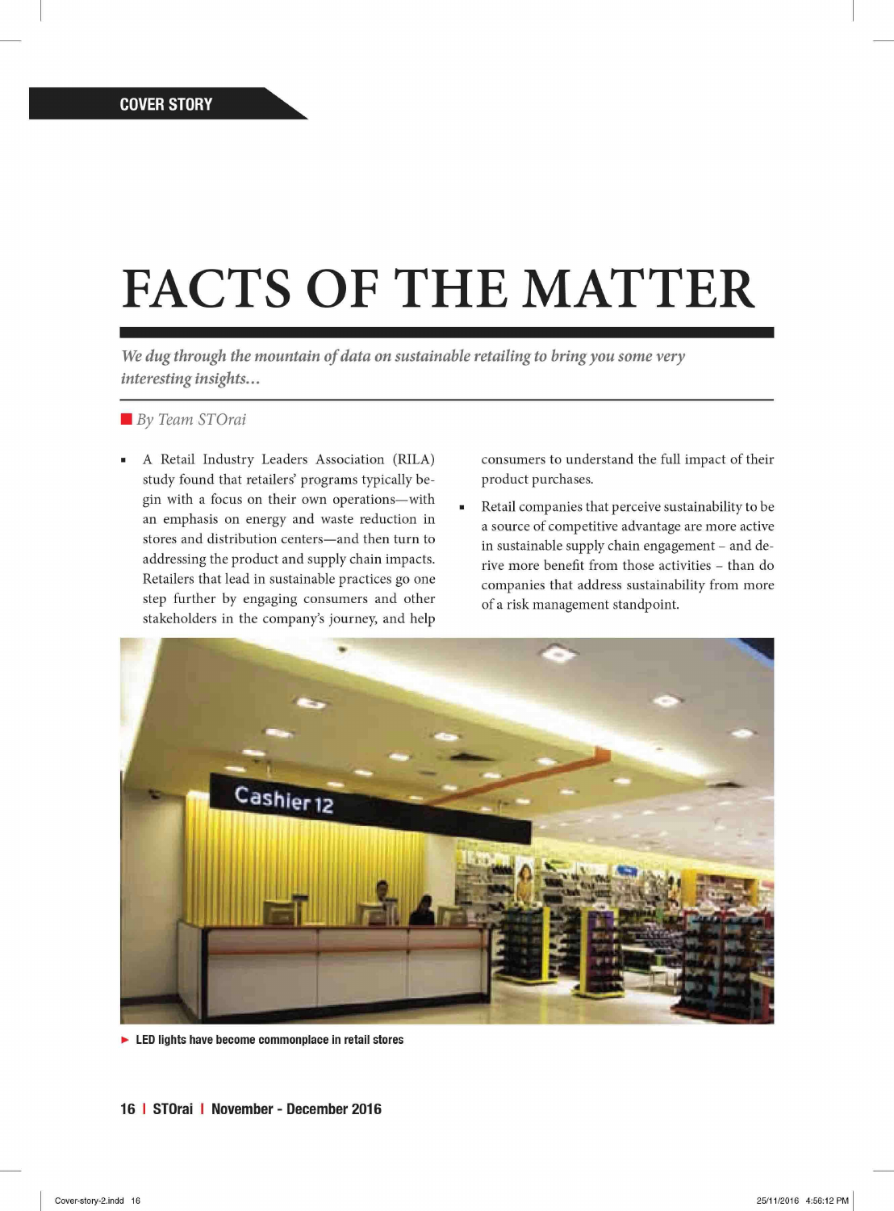COVER STORY

# FACTS OF THE MATTER

*We dug through the mountain of data on sustainable retailing to bring you some very interesting insights...*

*By Team STOrai*

- A Retail Industry Leaders Association (RILA) study found that retailers' programs typically begin with a focus on their own operations—with an emphasis on energy and waste reduction in stores and distribution centers—and then turn to addressing the product and supply chain impacts. Retailers that lead in sustainable practices go one step further by engaging consumers and other stakeholders in the company's journey, and help consumers to understand the full impact of their product purchases.
- Retail companies that perceive sustainability to be a source of competitive advantage are more active in sustainable supply chain engagement – and derive more benefit from those activities – than do companies that address sustainability from more of a risk management standpoint.

**LED lights have become commonplace in retail stores**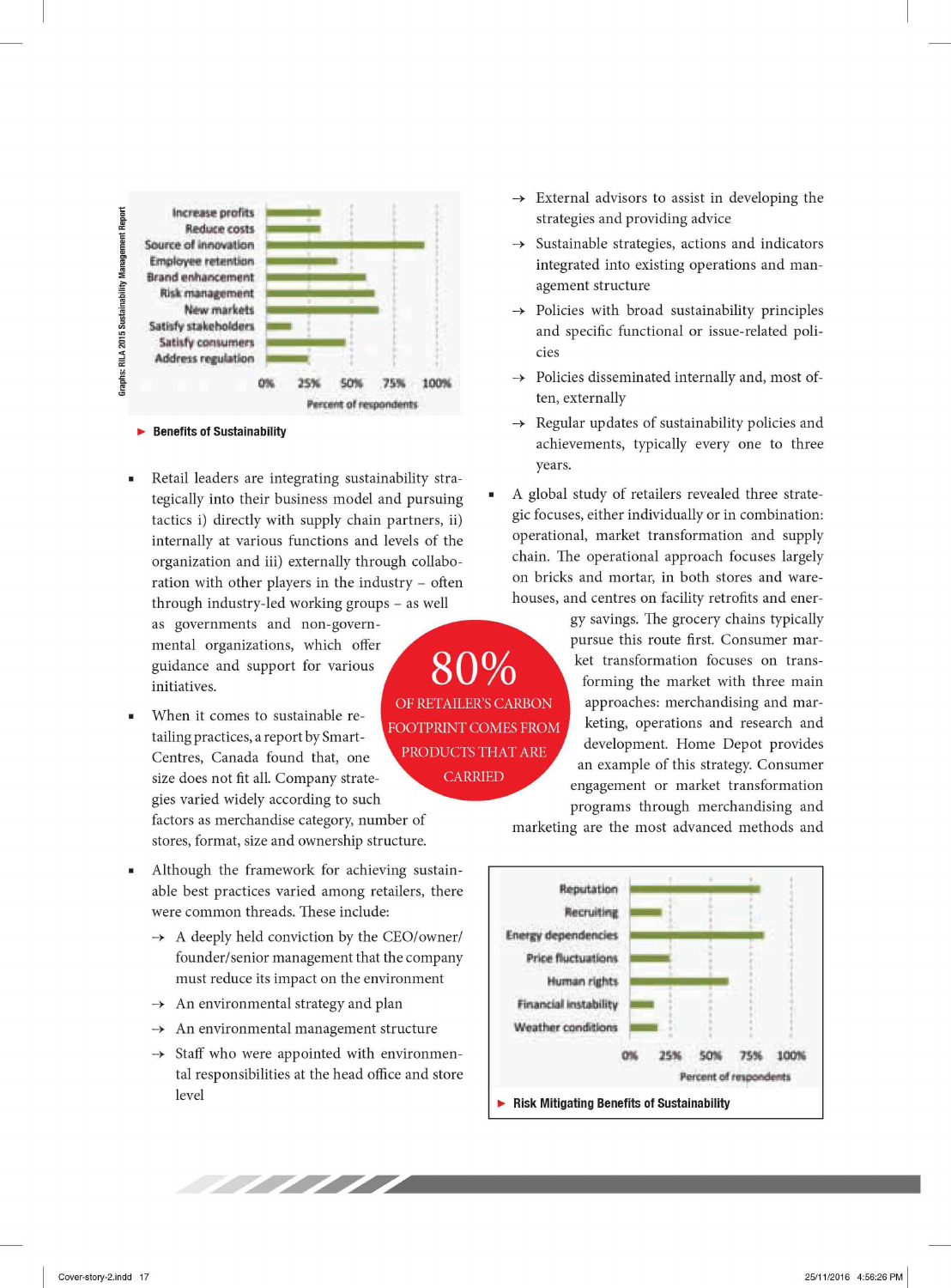Graphs: RILA 2015 Sustainability Management Report

Benefits of Sustainability

- Retail leaders are integrating sustainability strategically into their business model and pursuing tactics i) directly with supply chain partners, ii) internally at various functions and levels of the organization and iii) externally through collaboration with other players in the industry – often through industry-led working groups – as well as governments and non-governmental organizations, which offer guidance and support for various initiatives.

- When it comes to sustainable retailing practices, a report by SmartCentres, Canada found that, one size does not fit all. Company strategies varied widely according to such factors as merchandise category, number of stores, format, size and ownership structure.

- Although the framework for achieving sustainable best practices varied among retailers, there were common threads. These include:
  - → A deeply held conviction by the CEO/owner/founder/senior management that the company must reduce its impact on the environment
  - → An environmental strategy and plan
  - → An environmental management structure
  - → Staff who were appointed with environmental responsibilities at the head office and store level
  - → External advisors to assist in developing the strategies and providing advice
  - → Sustainable strategies, actions and indicators integrated into existing operations and management structure
  - → Policies with broad sustainability principles and specific functional or issue-related policies
  - → Policies disseminated internally and, most often, externally
  - → Regular updates of sustainability policies and achievements, typically every one to three years.

- A global study of retailers revealed three strategic focuses, either individually or in combination: operational, market transformation and supply chain. The operational approach focuses largely on bricks and mortar, in both stores and warehouses, and centres on facility retrofits and energy savings. The grocery chains typically pursue this route first. Consumer market transformation focuses on transforming the market with three main approaches: merchandising and marketing, operations and research and development. Home Depot provides an example of this strategy. Consumer engagement or market transformation programs through merchandising and marketing are the most advanced methods and

**80%** OF RETAILER'S CARBON FOOTPRINT COMES FROM PRODUCTS THAT ARE CARRIED

Risk Mitigating Benefits of Sustainability